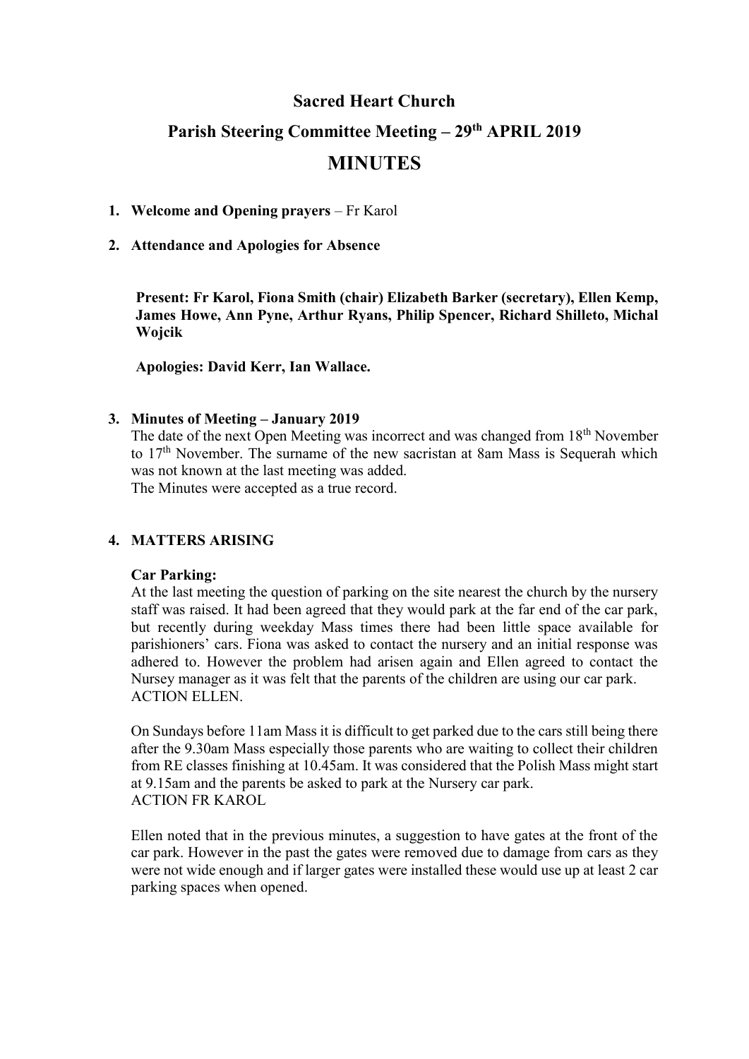# Sacred Heart Church

## Parish Steering Committee Meeting – 29th APRIL 2019

## MINUTES

1. **Welcome and Opening prayers** – Fr Karol

2. **Attendance and Apologies for Absence**

   **Present: Fr Karol, Fiona Smith (chair) Elizabeth Barker (secretary), Ellen Kemp, James Howe, Ann Pyne, Arthur Ryans, Philip Spencer, Richard Shilleto, Michal Wojcik**

   **Apologies: David Kerr, Ian Wallace.**

3. **Minutes of Meeting – January 2019**

   The date of the next Open Meeting was incorrect and was changed from 18th November to 17th November. The surname of the new sacristan at 8am Mass is Sequerah which was not known at the last meeting was added.
   
   The Minutes were accepted as a true record.

4. **MATTERS ARISING**

   **Car Parking:**
   
   At the last meeting the question of parking on the site nearest the church by the nursery staff was raised. It had been agreed that they would park at the far end of the car park, but recently during weekday Mass times there had been little space available for parishioners' cars. Fiona was asked to contact the nursery and an initial response was adhered to. However the problem had arisen again and Ellen agreed to contact the Nursey manager as it was felt that the parents of the children are using our car park.
   
   ACTION ELLEN.

   On Sundays before 11am Mass it is difficult to get parked due to the cars still being there after the 9.30am Mass especially those parents who are waiting to collect their children from RE classes finishing at 10.45am. It was considered that the Polish Mass might start at 9.15am and the parents be asked to park at the Nursery car park.
   
   ACTION FR KAROL

   Ellen noted that in the previous minutes, a suggestion to have gates at the front of the car park. However in the past the gates were removed due to damage from cars as they were not wide enough and if larger gates were installed these would use up at least 2 car parking spaces when opened.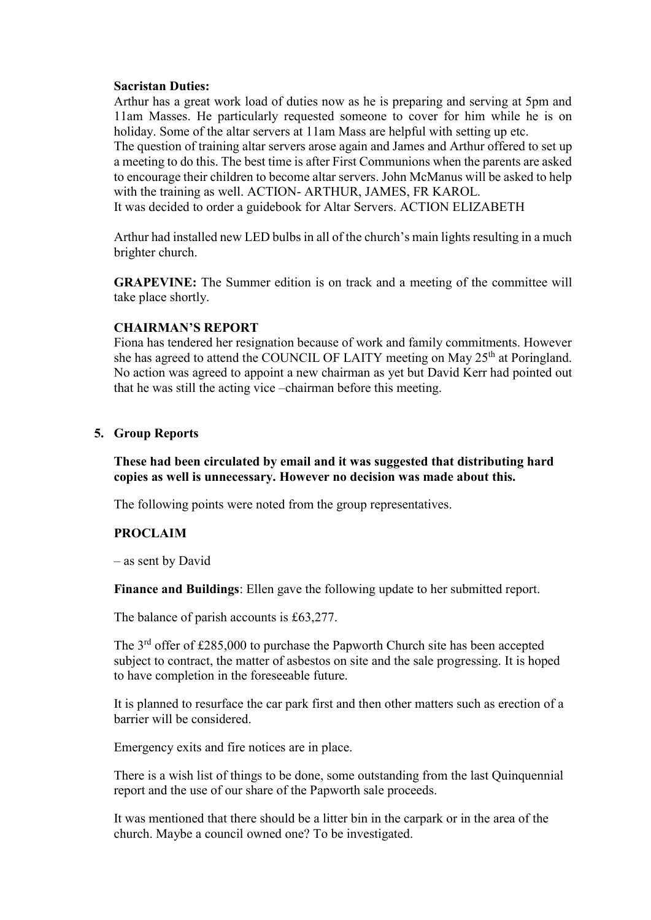**Sacristan Duties:**
Arthur has a great work load of duties now as he is preparing and serving at 5pm and 11am Masses. He particularly requested someone to cover for him while he is on holiday. Some of the altar servers at 11am Mass are helpful with setting up etc.
The question of training altar servers arose again and James and Arthur offered to set up a meeting to do this. The best time is after First Communions when the parents are asked to encourage their children to become altar servers. John McManus will be asked to help with the training as well. ACTION- ARTHUR, JAMES, FR KAROL.
It was decided to order a guidebook for Altar Servers. ACTION ELIZABETH

Arthur had installed new LED bulbs in all of the church's main lights resulting in a much brighter church.

**GRAPEVINE:** The Summer edition is on track and a meeting of the committee will take place shortly.

**CHAIRMAN'S REPORT**
Fiona has tendered her resignation because of work and family commitments. However she has agreed to attend the COUNCIL OF LAITY meeting on May 25th at Poringland. No action was agreed to appoint a new chairman as yet but David Kerr had pointed out that he was still the acting vice –chairman before this meeting.

5. **Group Reports**

**These had been circulated by email and it was suggested that distributing hard copies as well is unnecessary. However no decision was made about this.**

The following points were noted from the group representatives.

**PROCLAIM**

– as sent by David

**Finance and Buildings**: Ellen gave the following update to her submitted report.

The balance of parish accounts is £63,277.

The 3rd offer of £285,000 to purchase the Papworth Church site has been accepted subject to contract, the matter of asbestos on site and the sale progressing. It is hoped to have completion in the foreseeable future.

It is planned to resurface the car park first and then other matters such as erection of a barrier will be considered.

Emergency exits and fire notices are in place.

There is a wish list of things to be done, some outstanding from the last Quinquennial report and the use of our share of the Papworth sale proceeds.

It was mentioned that there should be a litter bin in the carpark or in the area of the church. Maybe a council owned one? To be investigated.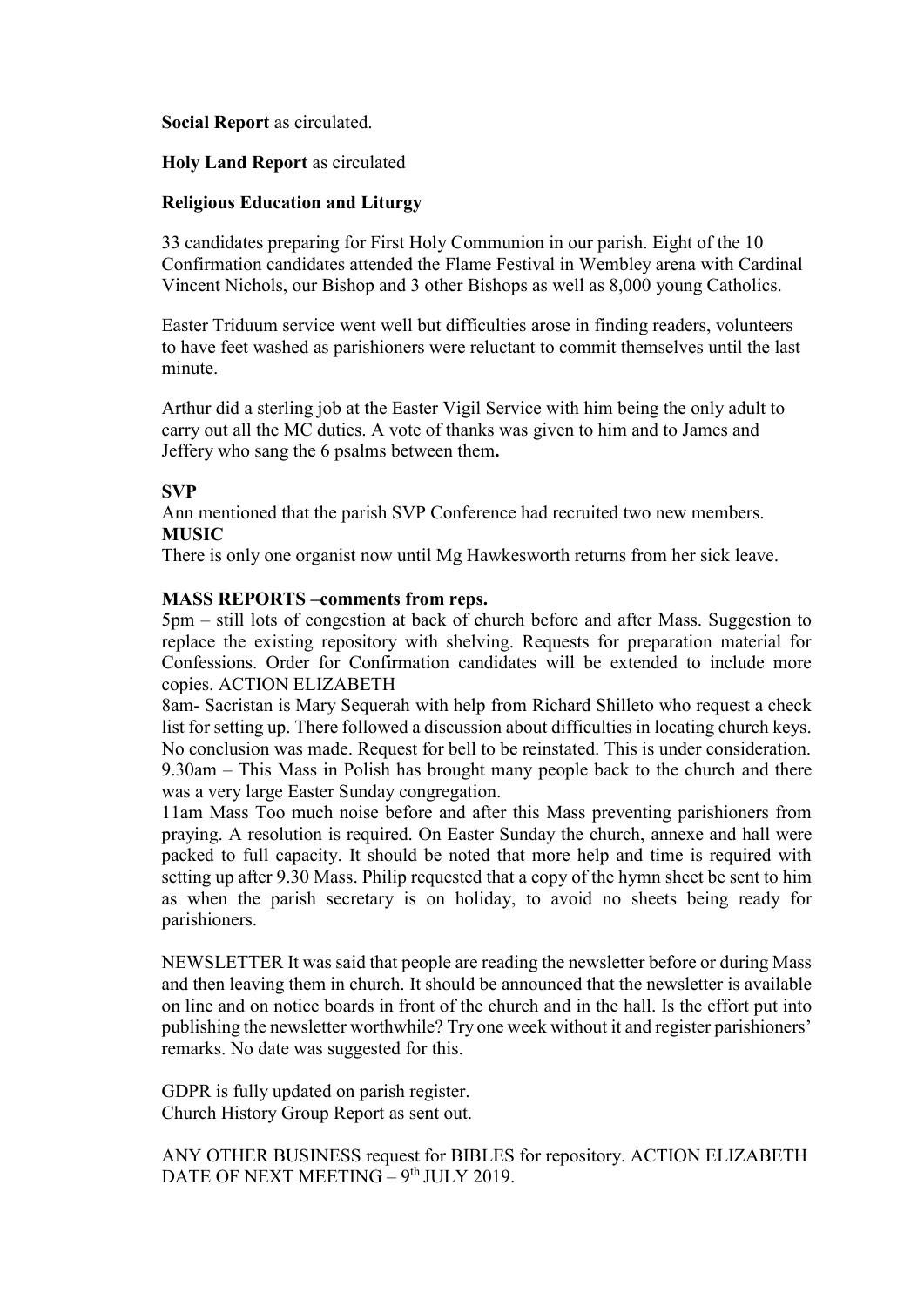**Social Report** as circulated.

**Holy Land Report** as circulated

**Religious Education and Liturgy**

33 candidates preparing for First Holy Communion in our parish. Eight of the 10 Confirmation candidates attended the Flame Festival in Wembley arena with Cardinal Vincent Nichols, our Bishop and 3 other Bishops as well as 8,000 young Catholics.

Easter Triduum service went well but difficulties arose in finding readers, volunteers to have feet washed as parishioners were reluctant to commit themselves until the last minute.

Arthur did a sterling job at the Easter Vigil Service with him being the only adult to carry out all the MC duties. A vote of thanks was given to him and to James and Jeffery who sang the 6 psalms between them**.**

**SVP**
Ann mentioned that the parish SVP Conference had recruited two new members.
**MUSIC**
There is only one organist now until Mg Hawkesworth returns from her sick leave.

**MASS REPORTS –comments from reps.**
5pm – still lots of congestion at back of church before and after Mass. Suggestion to replace the existing repository with shelving. Requests for preparation material for Confessions. Order for Confirmation candidates will be extended to include more copies. ACTION ELIZABETH
8am- Sacristan is Mary Sequerah with help from Richard Shilleto who request a check list for setting up. There followed a discussion about difficulties in locating church keys. No conclusion was made. Request for bell to be reinstated. This is under consideration.
9.30am – This Mass in Polish has brought many people back to the church and there was a very large Easter Sunday congregation.
11am Mass Too much noise before and after this Mass preventing parishioners from praying. A resolution is required. On Easter Sunday the church, annexe and hall were packed to full capacity. It should be noted that more help and time is required with setting up after 9.30 Mass. Philip requested that a copy of the hymn sheet be sent to him as when the parish secretary is on holiday, to avoid no sheets being ready for parishioners.

NEWSLETTER It was said that people are reading the newsletter before or during Mass and then leaving them in church. It should be announced that the newsletter is available on line and on notice boards in front of the church and in the hall. Is the effort put into publishing the newsletter worthwhile? Try one week without it and register parishioners' remarks. No date was suggested for this.

GDPR is fully updated on parish register.
Church History Group Report as sent out.

ANY OTHER BUSINESS request for BIBLES for repository. ACTION ELIZABETH
DATE OF NEXT MEETING – 9th JULY 2019.